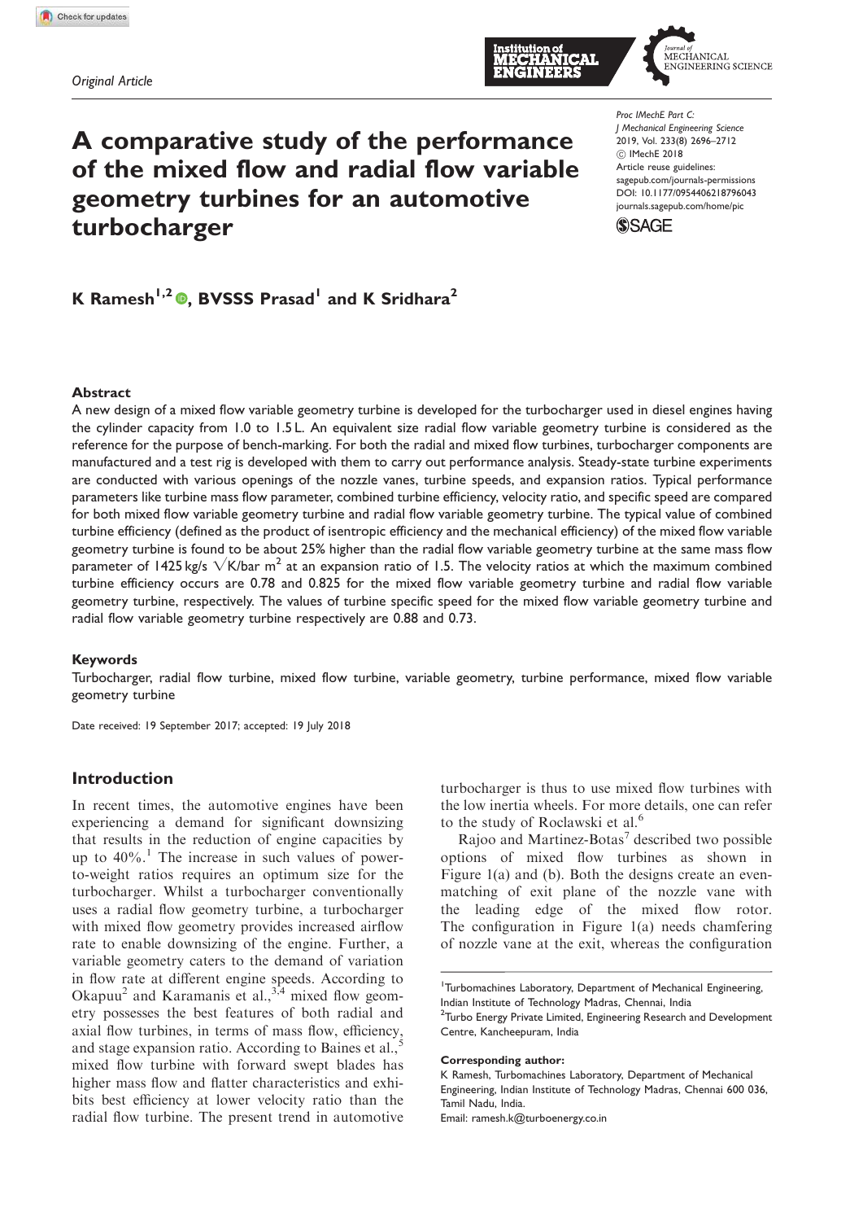*Original Article*

# A comparative study of the performance of the mixed flow and radial flow variable geometry turbines for an automotive turbocharger

**K Ramesh[1,2], BVSSS Prasad[1] and K Sridhara[2]**

*Proc IMechE Part C: J Mechanical Engineering Science*
2019, Vol. 233(8) 2696–2712
© IMechE 2018
Article reuse guidelines: sagepub.com/journals-permissions
DOI: 10.1177/0954406218796043
journals.sagepub.com/home/pic

### Abstract

A new design of a mixed flow variable geometry turbine is developed for the turbocharger used in diesel engines having the cylinder capacity from 1.0 to 1.5 L. An equivalent size radial flow variable geometry turbine is considered as the reference for the purpose of bench-marking. For both the radial and mixed flow turbines, turbocharger components are manufactured and a test rig is developed with them to carry out performance analysis. Steady-state turbine experiments are conducted with various openings of the nozzle vanes, turbine speeds, and expansion ratios. Typical performance parameters like turbine mass flow parameter, combined turbine efficiency, velocity ratio, and specific speed are compared for both mixed flow variable geometry turbine and radial flow variable geometry turbine. The typical value of combined turbine efficiency (defined as the product of isentropic efficiency and the mechanical efficiency) of the mixed flow variable geometry turbine is found to be about 25% higher than the radial flow variable geometry turbine at the same mass flow parameter of 1425 kg/s $\sqrt{K}$/bar m$^2$ at an expansion ratio of 1.5. The velocity ratios at which the maximum combined turbine efficiency occurs are 0.78 and 0.825 for the mixed flow variable geometry turbine and radial flow variable geometry turbine, respectively. The values of turbine specific speed for the mixed flow variable geometry turbine and radial flow variable geometry turbine respectively are 0.88 and 0.73.

### Keywords

Turbocharger, radial flow turbine, mixed flow turbine, variable geometry, turbine performance, mixed flow variable geometry turbine

Date received: 19 September 2017; accepted: 19 July 2018

## Introduction

In recent times, the automotive engines have been experiencing a demand for significant downsizing that results in the reduction of engine capacities by up to 40%.[1] The increase in such values of power-to-weight ratios requires an optimum size for the turbocharger. Whilst a turbocharger conventionally uses a radial flow geometry turbine, a turbocharger with mixed flow geometry provides increased airflow rate to enable downsizing of the engine. Further, a variable geometry caters to the demand of variation in flow rate at different engine speeds. According to Okapuu[2] and Karamanis et al.,[3,4] mixed flow geometry possesses the best features of both radial and axial flow turbines, in terms of mass flow, efficiency, and stage expansion ratio. According to Baines et al.,[5] mixed flow turbine with forward swept blades has higher mass flow and flatter characteristics and exhibits best efficiency at lower velocity ratio than the radial flow turbine. The present trend in automotive turbocharger is thus to use mixed flow turbines with the low inertia wheels. For more details, one can refer to the study of Roclawski et al.[6]

Rajoo and Martinez-Botas[7] described two possible options of mixed flow turbines as shown in Figure 1(a) and (b). Both the designs create an even-matching of exit plane of the nozzle vane with the leading edge of the mixed flow rotor. The configuration in Figure 1(a) needs chamfering of nozzle vane at the exit, whereas the configuration

[1]Turbomachines Laboratory, Department of Mechanical Engineering, Indian Institute of Technology Madras, Chennai, India
[2]Turbo Energy Private Limited, Engineering Research and Development Centre, Kancheepuram, India

**Corresponding author:**
K Ramesh, Turbomachines Laboratory, Department of Mechanical Engineering, Indian Institute of Technology Madras, Chennai 600 036, Tamil Nadu, India.
Email: ramesh.k@turboenergy.co.in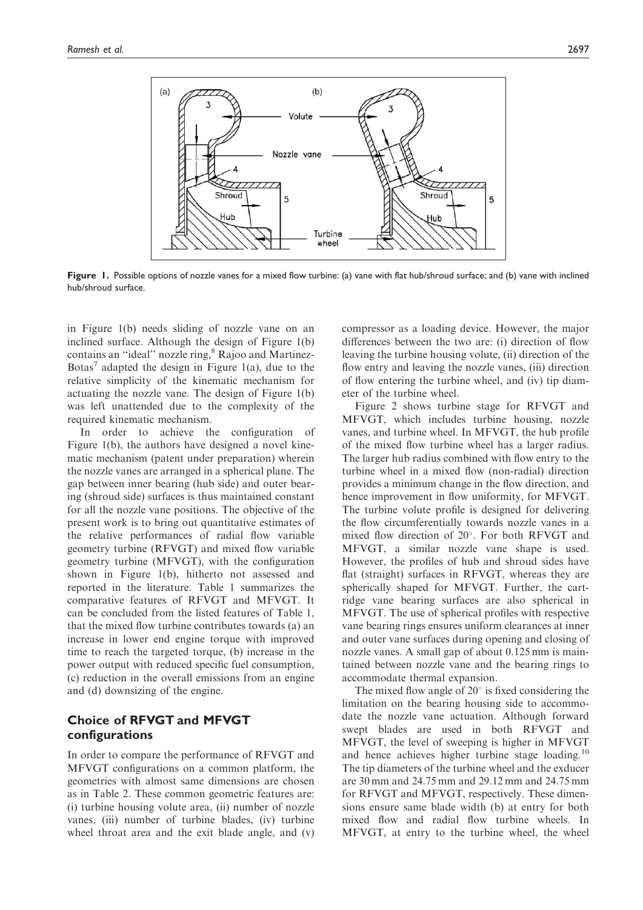**Figure 1.** Possible options of nozzle vanes for a mixed flow turbine: (a) vane with flat hub/shroud surface; and (b) vane with inclined hub/shroud surface.

in Figure 1(b) needs sliding of nozzle vane on an inclined surface. Although the design of Figure 1(b) contains an "ideal" nozzle ring,[8] Rajoo and Martinez-Botas[7] adapted the design in Figure 1(a), due to the relative simplicity of the kinematic mechanism for actuating the nozzle vane. The design of Figure 1(b) was left unattended due to the complexity of the required kinematic mechanism.

In order to achieve the configuration of Figure 1(b), the authors have designed a novel kinematic mechanism (patent under preparation) wherein the nozzle vanes are arranged in a spherical plane. The gap between inner bearing (hub side) and outer bearing (shroud side) surfaces is thus maintained constant for all the nozzle vane positions. The objective of the present work is to bring out quantitative estimates of the relative performances of radial flow variable geometry turbine (RFVGT) and mixed flow variable geometry turbine (MFVGT), with the configuration shown in Figure 1(b), hitherto not assessed and reported in the literature. Table 1 summarizes the comparative features of RFVGT and MFVGT. It can be concluded from the listed features of Table 1, that the mixed flow turbine contributes towards (a) an increase in lower end engine torque with improved time to reach the targeted torque, (b) increase in the power output with reduced specific fuel consumption, (c) reduction in the overall emissions from an engine and (d) downsizing of the engine.

## Choice of RFVGT and MFVGT configurations

In order to compare the performance of RFVGT and MFVGT configurations on a common platform, the geometries with almost same dimensions are chosen as in Table 2. These common geometric features are: (i) turbine housing volute area, (ii) number of nozzle vanes, (iii) number of turbine blades, (iv) turbine wheel throat area and the exit blade angle, and (v) compressor as a loading device. However, the major differences between the two are: (i) direction of flow leaving the turbine housing volute, (ii) direction of the flow entry and leaving the nozzle vanes, (iii) direction of flow entering the turbine wheel, and (iv) tip diameter of the turbine wheel.

Figure 2 shows turbine stage for RFVGT and MFVGT, which includes turbine housing, nozzle vanes, and turbine wheel. In MFVGT, the hub profile of the mixed flow turbine wheel has a larger radius. The larger hub radius combined with flow entry to the turbine wheel in a mixed flow (non-radial) direction provides a minimum change in the flow direction, and hence improvement in flow uniformity, for MFVGT. The turbine volute profile is designed for delivering the flow circumferentially towards nozzle vanes in a mixed flow direction of 20°. For both RFVGT and MFVGT, a similar nozzle vane shape is used. However, the profiles of hub and shroud sides have flat (straight) surfaces in RFVGT, whereas they are spherically shaped for MFVGT. Further, the cartridge vane bearing surfaces are also spherical in MFVGT. The use of spherical profiles with respective vane bearing rings ensures uniform clearances at inner and outer vane surfaces during opening and closing of nozzle vanes. A small gap of about 0.125 mm is maintained between nozzle vane and the bearing rings to accommodate thermal expansion.

The mixed flow angle of 20° is fixed considering the limitation on the bearing housing side to accommodate the nozzle vane actuation. Although forward swept blades are used in both RFVGT and MFVGT, the level of sweeping is higher in MFVGT and hence achieves higher turbine stage loading.[10] The tip diameters of the turbine wheel and the exducer are 30 mm and 24.75 mm and 29.12 mm and 24.75 mm for RFVGT and MFVGT, respectively. These dimensions ensure same blade width (b) at entry for both mixed flow and radial flow turbine wheels. In MFVGT, at entry to the turbine wheel, the wheel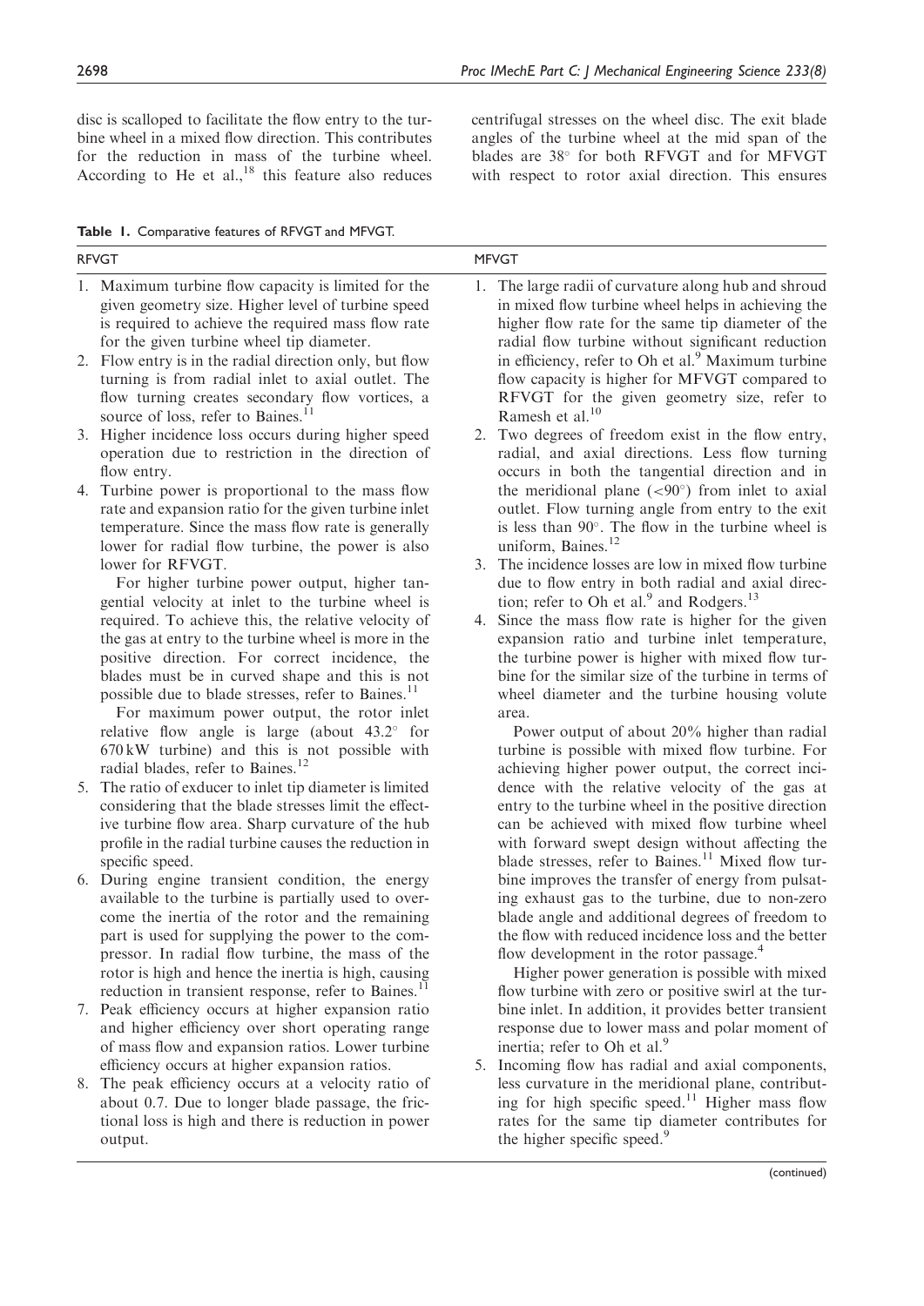disc is scalloped to facilitate the flow entry to the turbine wheel in a mixed flow direction. This contributes for the reduction in mass of the turbine wheel. According to He et al.,[18] this feature also reduces centrifugal stresses on the wheel disc. The exit blade angles of the turbine wheel at the mid span of the blades are 38° for both RFVGT and for MFVGT with respect to rotor axial direction. This ensures

**Table 1.** Comparative features of RFVGT and MFVGT.

| RFVGT | MFVGT |
|---|---|
| 1. Maximum turbine flow capacity is limited for the given geometry size. Higher level of turbine speed is required to achieve the required mass flow rate for the given turbine wheel tip diameter. | 1. The large radii of curvature along hub and shroud in mixed flow turbine wheel helps in achieving the higher flow rate for the same tip diameter of the radial flow turbine without significant reduction in efficiency, refer to Oh et al.[9] Maximum turbine flow capacity is higher for MFVGT compared to RFVGT for the given geometry size, refer to Ramesh et al.[10] |
| 2. Flow entry is in the radial direction only, but flow turning is from radial inlet to axial outlet. The flow turning creates secondary flow vortices, a source of loss, refer to Baines.[11] | 2. Two degrees of freedom exist in the flow entry, radial, and axial directions. Less flow turning occurs in both the tangential direction and in the meridional plane (<90°) from inlet to axial outlet. Flow turning angle from entry to the exit is less than 90°. The flow in the turbine wheel is uniform, Baines.[12] |
| 3. Higher incidence loss occurs during higher speed operation due to restriction in the direction of flow entry. | 3. The incidence losses are low in mixed flow turbine due to flow entry in both radial and axial direction; refer to Oh et al.[9] and Rodgers.[13] |
| 4. Turbine power is proportional to the mass flow rate and expansion ratio for the given turbine inlet temperature. Since the mass flow rate is generally lower for radial flow turbine, the power is also lower for RFVGT. For higher turbine power output, higher tangential velocity at inlet to the turbine wheel is required. To achieve this, the relative velocity of the gas at entry to the turbine wheel is more in the positive direction. For correct incidence, the blades must be in curved shape and this is not possible due to blade stresses, refer to Baines.[11] For maximum power output, the rotor inlet relative flow angle is large (about 43.2° for 670 kW turbine) and this is not possible with radial blades, refer to Baines.[12] | 4. Since the mass flow rate is higher for the given expansion ratio and turbine inlet temperature, the turbine power is higher with mixed flow turbine for the similar size of the turbine in terms of wheel diameter and the turbine housing volute area. Power output of about 20% higher than radial turbine is possible with mixed flow turbine. For achieving higher power output, the correct incidence with the relative velocity of the gas at entry to the turbine wheel in the positive direction can be achieved with mixed flow turbine wheel with forward swept design without affecting the blade stresses, refer to Baines.[11] Mixed flow turbine improves the transfer of energy from pulsating exhaust gas to the turbine, due to non-zero blade angle and additional degrees of freedom to the flow with reduced incidence loss and the better flow development in the rotor passage.[4] Higher power generation is possible with mixed flow turbine with zero or positive swirl at the turbine inlet. In addition, it provides better transient response due to lower mass and polar moment of inertia; refer to Oh et al.[9] |
| 5. The ratio of exducer to inlet tip diameter is limited considering that the blade stresses limit the effective turbine flow area. Sharp curvature of the hub profile in the radial turbine causes the reduction in specific speed. | 5. Incoming flow has radial and axial components, less curvature in the meridional plane, contributing for high specific speed.[11] Higher mass flow rates for the same tip diameter contributes for the higher specific speed.[9] |
| 6. During engine transient condition, the energy available to the turbine is partially used to overcome the inertia of the rotor and the remaining part is used for supplying the power to the compressor. In radial flow turbine, the mass of the rotor is high and hence the inertia is high, causing reduction in transient response, refer to Baines.[11] | |
| 7. Peak efficiency occurs at higher expansion ratio and higher efficiency over short operating range of mass flow and expansion ratios. Lower turbine efficiency occurs at higher expansion ratios. | |
| 8. The peak efficiency occurs at a velocity ratio of about 0.7. Due to longer blade passage, the frictional loss is high and there is reduction in power output. | |

(continued)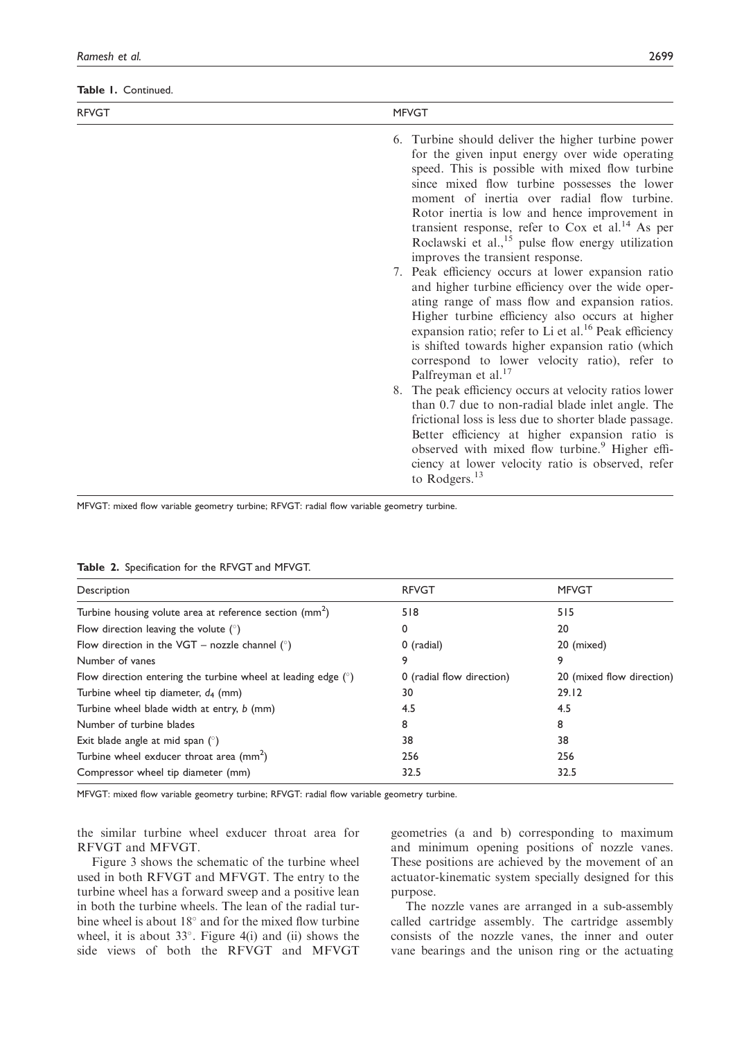**Table 1.** Continued.

| RFVGT | MFVGT |
| --- | --- |
| | 6. Turbine should deliver the higher turbine power for the given input energy over wide operating speed. This is possible with mixed flow turbine since mixed flow turbine possesses the lower moment of inertia over radial flow turbine. Rotor inertia is low and hence improvement in transient response, refer to Cox et al.[14] As per Roclawski et al.,[15] pulse flow energy utilization improves the transient response. 7. Peak efficiency occurs at lower expansion ratio and higher turbine efficiency over the wide operating range of mass flow and expansion ratios. Higher turbine efficiency also occurs at higher expansion ratio; refer to Li et al.[16] Peak efficiency is shifted towards higher expansion ratio (which correspond to lower velocity ratio), refer to Palfreyman et al.[17] 8. The peak efficiency occurs at velocity ratios lower than 0.7 due to non-radial blade inlet angle. The frictional loss is less due to shorter blade passage. Better efficiency at higher expansion ratio is observed with mixed flow turbine.[9] Higher efficiency at lower velocity ratio is observed, refer to Rodgers.[13] |

MFVGT: mixed flow variable geometry turbine; RFVGT: radial flow variable geometry turbine.

**Table 2.** Specification for the RFVGT and MFVGT.

| Description | RFVGT | MFVGT |
| --- | --- | --- |
| Turbine housing volute area at reference section ($mm^2$) | 518 | 515 |
| Flow direction leaving the volute (°) | 0 | 20 |
| Flow direction in the VGT – nozzle channel (°) | 0 (radial) | 20 (mixed) |
| Number of vanes | 9 | 9 |
| Flow direction entering the turbine wheel at leading edge (°) | 0 (radial flow direction) | 20 (mixed flow direction) |
| Turbine wheel tip diameter, $d_4$ (mm) | 30 | 29.12 |
| Turbine wheel blade width at entry, $b$ (mm) | 4.5 | 4.5 |
| Number of turbine blades | 8 | 8 |
| Exit blade angle at mid span (°) | 38 | 38 |
| Turbine wheel exducer throat area ($mm^2$) | 256 | 256 |
| Compressor wheel tip diameter (mm) | 32.5 | 32.5 |

MFVGT: mixed flow variable geometry turbine; RFVGT: radial flow variable geometry turbine.

the similar turbine wheel exducer throat area for RFVGT and MFVGT.

Figure 3 shows the schematic of the turbine wheel used in both RFVGT and MFVGT. The entry to the turbine wheel has a forward sweep and a positive lean in both the turbine wheels. The lean of the radial turbine wheel is about 18° and for the mixed flow turbine wheel, it is about 33°. Figure 4(i) and (ii) shows the side views of both the RFVGT and MFVGT geometries (a and b) corresponding to maximum and minimum opening positions of nozzle vanes. These positions are achieved by the movement of an actuator-kinematic system specially designed for this purpose.

The nozzle vanes are arranged in a sub-assembly called cartridge assembly. The cartridge assembly consists of the nozzle vanes, the inner and outer vane bearings and the unison ring or the actuating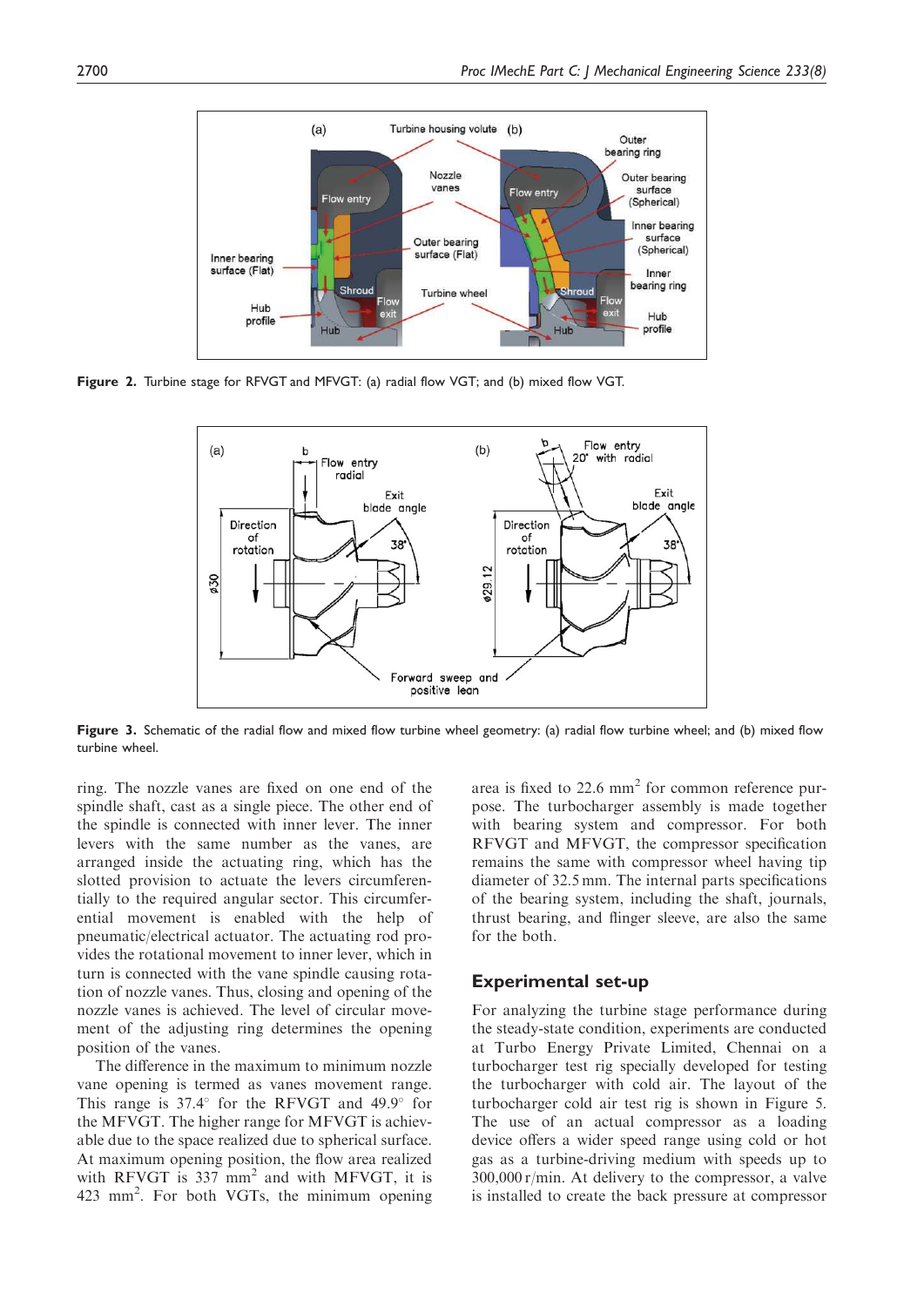Figure 2. Turbine stage for RFVGT and MFVGT: (a) radial flow VGT; and (b) mixed flow VGT.

Figure 3. Schematic of the radial flow and mixed flow turbine wheel geometry: (a) radial flow turbine wheel; and (b) mixed flow turbine wheel.

ring. The nozzle vanes are fixed on one end of the spindle shaft, cast as a single piece. The other end of the spindle is connected with inner lever. The inner levers with the same number as the vanes, are arranged inside the actuating ring, which has the slotted provision to actuate the levers circumferentially to the required angular sector. This circumferential movement is enabled with the help of pneumatic/electrical actuator. The actuating rod provides the rotational movement to inner lever, which in turn is connected with the vane spindle causing rotation of nozzle vanes. Thus, closing and opening of the nozzle vanes is achieved. The level of circular movement of the adjusting ring determines the opening position of the vanes.

The difference in the maximum to minimum nozzle vane opening is termed as vanes movement range. This range is 37.4° for the RFVGT and 49.9° for the MFVGT. The higher range for MFVGT is achievable due to the space realized due to spherical surface. At maximum opening position, the flow area realized with RFVGT is 337 $mm^2$ and with MFVGT, it is 423 $mm^2$. For both VGTs, the minimum opening area is fixed to 22.6 $mm^2$ for common reference purpose. The turbocharger assembly is made together with bearing system and compressor. For both RFVGT and MFVGT, the compressor specification remains the same with compressor wheel having tip diameter of 32.5 mm. The internal parts specifications of the bearing system, including the shaft, journals, thrust bearing, and flinger sleeve, are also the same for the both.

## Experimental set-up

For analyzing the turbine stage performance during the steady-state condition, experiments are conducted at Turbo Energy Private Limited, Chennai on a turbocharger test rig specially developed for testing the turbocharger with cold air. The layout of the turbocharger cold air test rig is shown in Figure 5. The use of an actual compressor as a loading device offers a wider speed range using cold or hot gas as a turbine-driving medium with speeds up to 300,000 r/min. At delivery to the compressor, a valve is installed to create the back pressure at compressor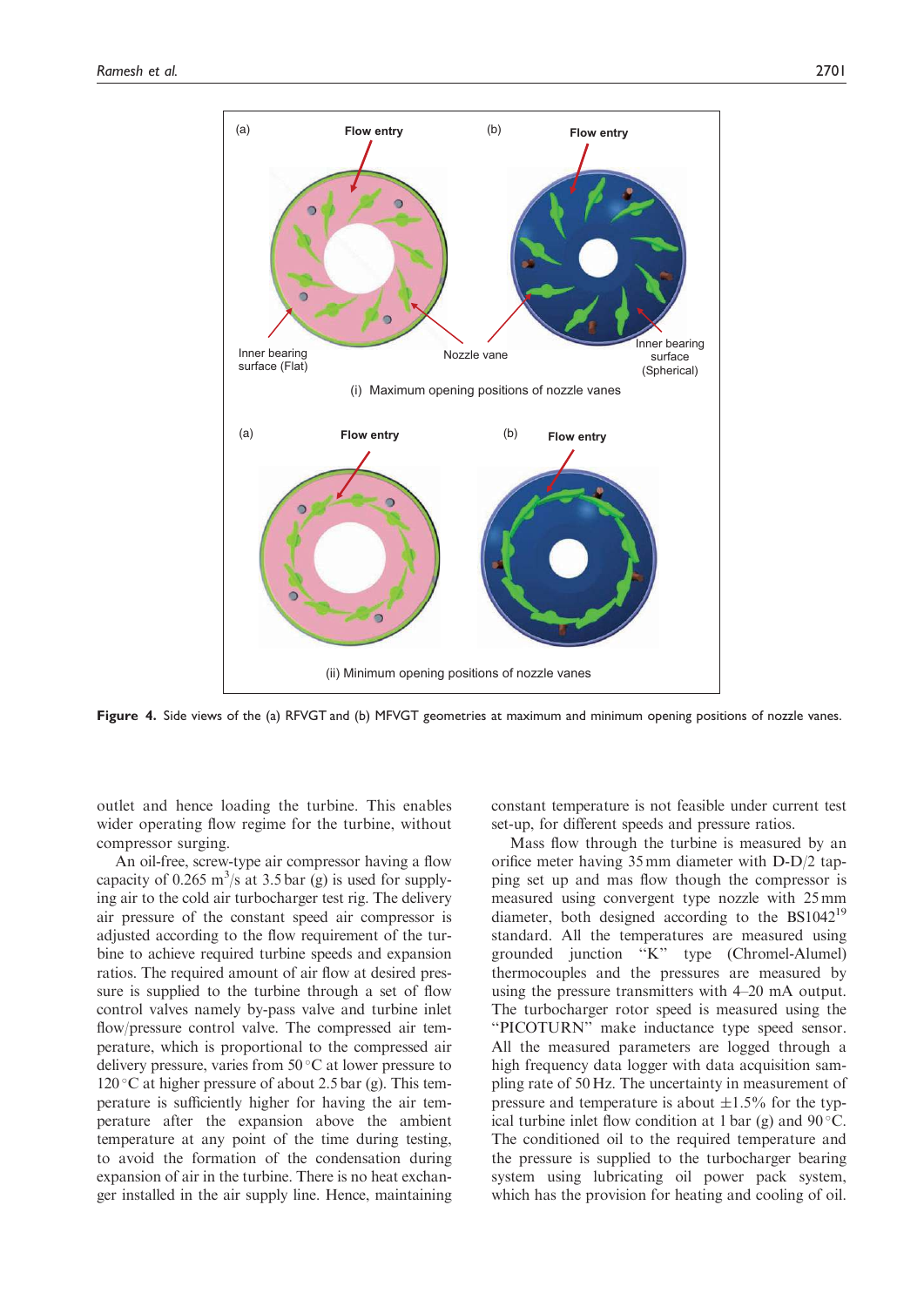**Figure 4.** Side views of the (a) RFVGT and (b) MFVGT geometries at maximum and minimum opening positions of nozzle vanes.

outlet and hence loading the turbine. This enables wider operating flow regime for the turbine, without compressor surging.

An oil-free, screw-type air compressor having a flow capacity of 0.265 $m^3/s$ at 3.5 bar (g) is used for supplying air to the cold air turbocharger test rig. The delivery air pressure of the constant speed air compressor is adjusted according to the flow requirement of the turbine to achieve required turbine speeds and expansion ratios. The required amount of air flow at desired pressure is supplied to the turbine through a set of flow control valves namely by-pass valve and turbine inlet flow/pressure control valve. The compressed air temperature, which is proportional to the compressed air delivery pressure, varies from 50 °C at lower pressure to 120 °C at higher pressure of about 2.5 bar (g). This temperature is sufficiently higher for having the air temperature after the expansion above the ambient temperature at any point of the time during testing, to avoid the formation of the condensation during expansion of air in the turbine. There is no heat exchanger installed in the air supply line. Hence, maintaining constant temperature is not feasible under current test set-up, for different speeds and pressure ratios.

Mass flow through the turbine is measured by an orifice meter having 35 mm diameter with D-D/2 tapping set up and mas flow though the compressor is measured using convergent type nozzle with 25 mm diameter, both designed according to the BS1042[19] standard. All the temperatures are measured using grounded junction "K" type (Chromel-Alumel) thermocouples and the pressures are measured by using the pressure transmitters with 4–20 mA output. The turbocharger rotor speed is measured using the "PICOTURN" make inductance type speed sensor. All the measured parameters are logged through a high frequency data logger with data acquisition sampling rate of 50 Hz. The uncertainty in measurement of pressure and temperature is about ±1.5% for the typical turbine inlet flow condition at 1 bar (g) and 90 °C. The conditioned oil to the required temperature and the pressure is supplied to the turbocharger bearing system using lubricating oil power pack system, which has the provision for heating and cooling of oil.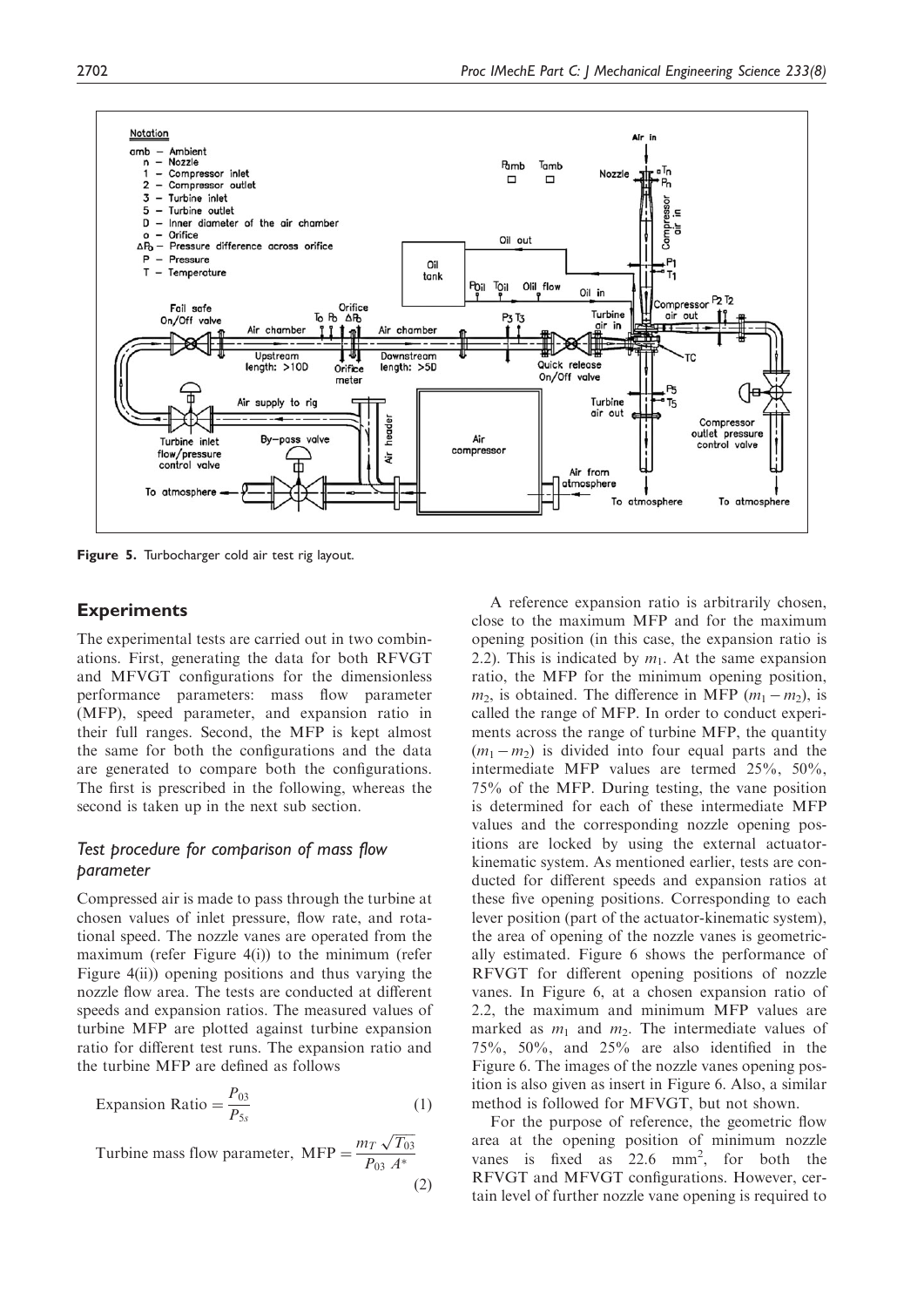Figure 5. Turbocharger cold air test rig layout.

## Experiments

The experimental tests are carried out in two combinations. First, generating the data for both RFVGT and MFVGT configurations for the dimensionless performance parameters: mass flow parameter (MFP), speed parameter, and expansion ratio in their full ranges. Second, the MFP is kept almost the same for both the configurations and the data are generated to compare both the configurations. The first is prescribed in the following, whereas the second is taken up in the next sub section.

### *Test procedure for comparison of mass flow parameter*

Compressed air is made to pass through the turbine at chosen values of inlet pressure, flow rate, and rotational speed. The nozzle vanes are operated from the maximum (refer Figure 4(i)) to the minimum (refer Figure 4(ii)) opening positions and thus varying the nozzle flow area. The tests are conducted at different speeds and expansion ratios. The measured values of turbine MFP are plotted against turbine expansion ratio for different test runs. The expansion ratio and the turbine MFP are defined as follows

$$\text{Expansion Ratio} = \frac{P_{03}}{P_{5s}} \tag{1}$$

$$\text{Turbine mass flow parameter, MFP} = \frac{m_T\sqrt{T_{03}}}{P_{03}\ A^*} \tag{2}$$

A reference expansion ratio is arbitrarily chosen, close to the maximum MFP and for the maximum opening position (in this case, the expansion ratio is 2.2). This is indicated by $m_1$. At the same expansion ratio, the MFP for the minimum opening position, $m_2$, is obtained. The difference in MFP $(m_1 - m_2)$, is called the range of MFP. In order to conduct experiments across the range of turbine MFP, the quantity $(m_1 - m_2)$ is divided into four equal parts and the intermediate MFP values are termed 25%, 50%, 75% of the MFP. During testing, the vane position is determined for each of these intermediate MFP values and the corresponding nozzle opening positions are locked by using the external actuator-kinematic system. As mentioned earlier, tests are conducted for different speeds and expansion ratios at these five opening positions. Corresponding to each lever position (part of the actuator-kinematic system), the area of opening of the nozzle vanes is geometrically estimated. Figure 6 shows the performance of RFVGT for different opening positions of nozzle vanes. In Figure 6, at a chosen expansion ratio of 2.2, the maximum and minimum MFP values are marked as $m_1$ and $m_2$. The intermediate values of 75%, 50%, and 25% are also identified in the Figure 6. The images of the nozzle vanes opening position is also given as insert in Figure 6. Also, a similar method is followed for MFVGT, but not shown.

For the purpose of reference, the geometric flow area at the opening position of minimum nozzle vanes is fixed as 22.6 mm$^2$, for both the RFVGT and MFVGT configurations. However, certain level of further nozzle vane opening is required to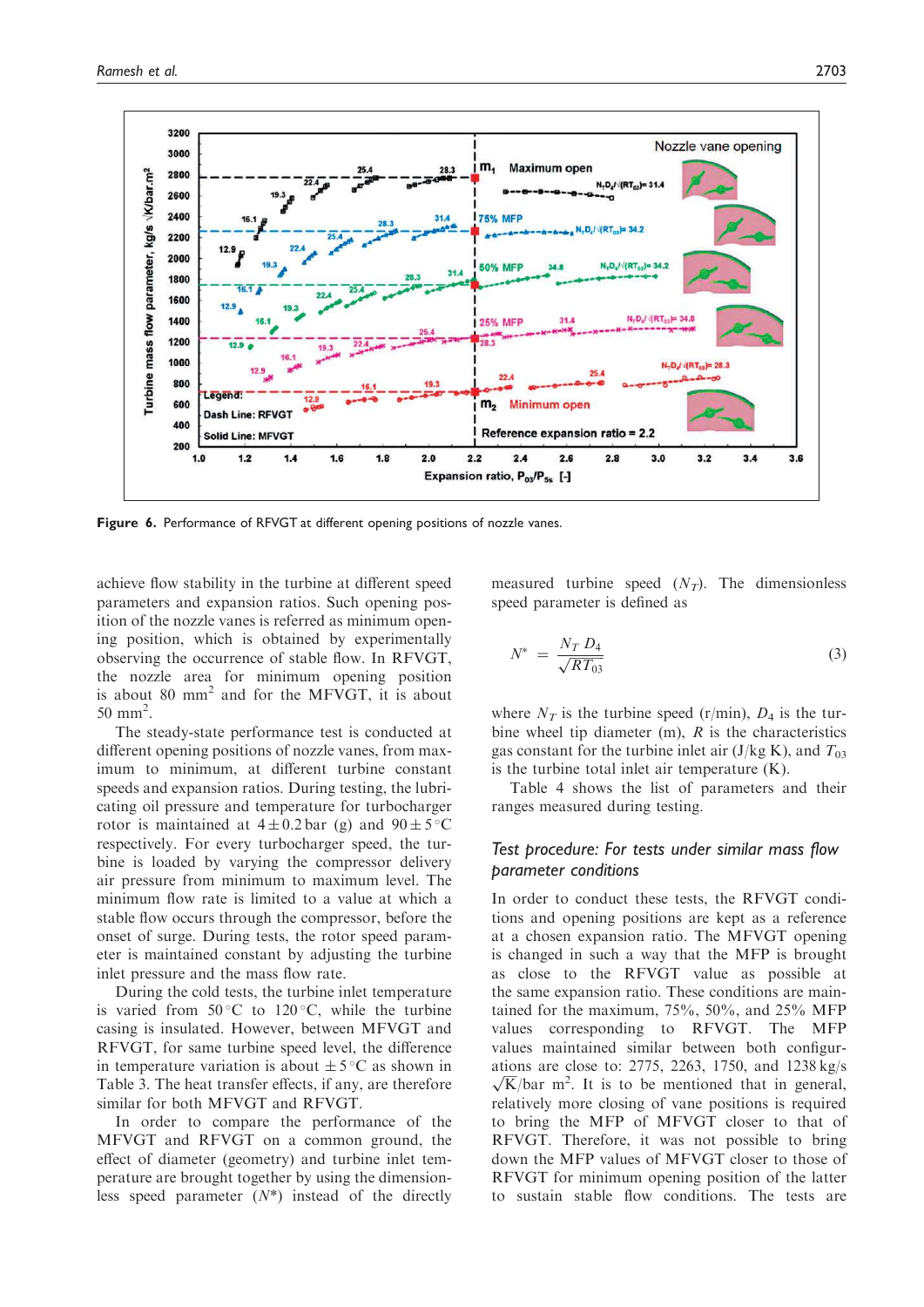Figure 6. Performance of RFVGT at different opening positions of nozzle vanes.

achieve flow stability in the turbine at different speed parameters and expansion ratios. Such opening position of the nozzle vanes is referred as minimum opening position, which is obtained by experimentally observing the occurrence of stable flow. In RFVGT, the nozzle area for minimum opening position is about 80 mm$^2$ and for the MFVGT, it is about 50 mm$^2$.

The steady-state performance test is conducted at different opening positions of nozzle vanes, from maximum to minimum, at different turbine constant speeds and expansion ratios. During testing, the lubricating oil pressure and temperature for turbocharger rotor is maintained at $4 \pm 0.2$ bar (g) and $90 \pm 5\,^\circ$C respectively. For every turbocharger speed, the turbine is loaded by varying the compressor delivery air pressure from minimum to maximum level. The minimum flow rate is limited to a value at which a stable flow occurs through the compressor, before the onset of surge. During tests, the rotor speed parameter is maintained constant by adjusting the turbine inlet pressure and the mass flow rate.

During the cold tests, the turbine inlet temperature is varied from $50\,^\circ$C to $120\,^\circ$C, while the turbine casing is insulated. However, between MFVGT and RFVGT, for same turbine speed level, the difference in temperature variation is about $\pm 5\,^\circ$C as shown in Table 3. The heat transfer effects, if any, are therefore similar for both MFVGT and RFVGT.

In order to compare the performance of the MFVGT and RFVGT on a common ground, the effect of diameter (geometry) and turbine inlet temperature are brought together by using the dimensionless speed parameter ($N^*$) instead of the directly measured turbine speed ($N_T$). The dimensionless speed parameter is defined as

$$N^* = \frac{N_T\, D_4}{\sqrt{RT_{03}}} \tag{3}$$

where $N_T$ is the turbine speed (r/min), $D_4$ is the turbine wheel tip diameter (m), $R$ is the characteristics gas constant for the turbine inlet air (J/kg K), and $T_{03}$ is the turbine total inlet air temperature (K).

Table 4 shows the list of parameters and their ranges measured during testing.

### *Test procedure: For tests under similar mass flow parameter conditions*

In order to conduct these tests, the RFVGT conditions and opening positions are kept as a reference at a chosen expansion ratio. The MFVGT opening is changed in such a way that the MFP is brought as close to the RFVGT value as possible at the same expansion ratio. These conditions are maintained for the maximum, 75%, 50%, and 25% MFP values corresponding to RFVGT. The MFP values maintained similar between both configurations are close to: 2775, 2263, 1750, and 1238 kg/s $\sqrt{\mathrm{K}}$/bar m$^2$. It is to be mentioned that in general, relatively more closing of vane positions is required to bring the MFP of MFVGT closer to that of RFVGT. Therefore, it was not possible to bring down the MFP values of MFVGT closer to those of RFVGT for minimum opening position of the latter to sustain stable flow conditions. The tests are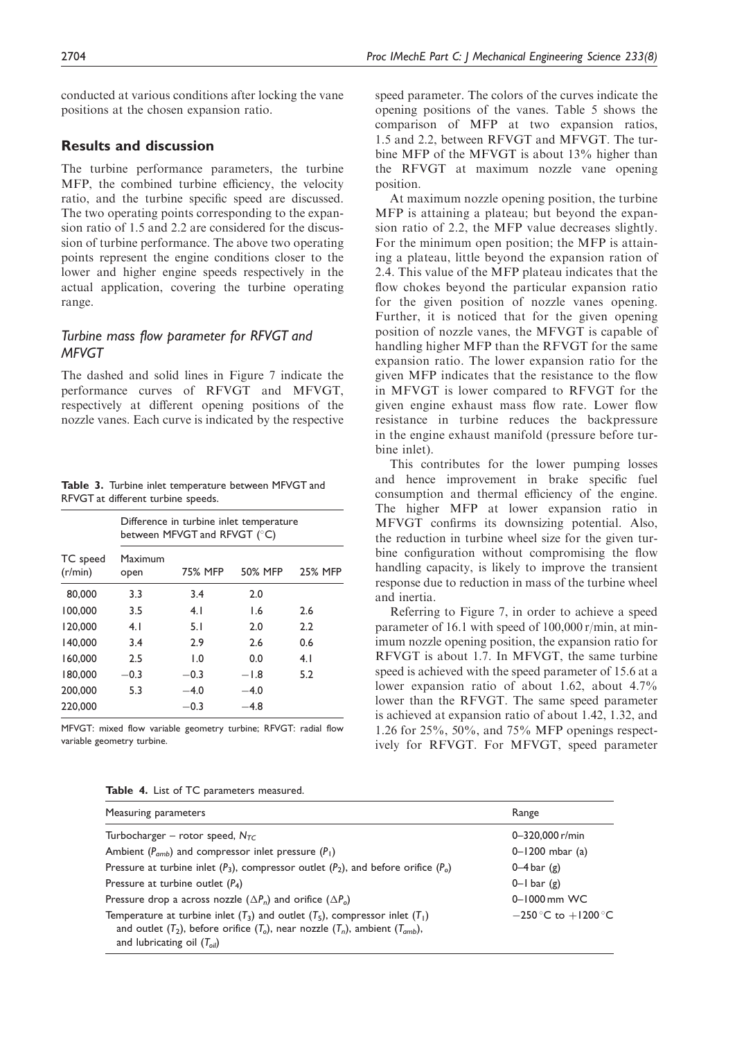conducted at various conditions after locking the vane positions at the chosen expansion ratio.

## Results and discussion

The turbine performance parameters, the turbine MFP, the combined turbine efficiency, the velocity ratio, and the turbine specific speed are discussed. The two operating points corresponding to the expansion ratio of 1.5 and 2.2 are considered for the discussion of turbine performance. The above two operating points represent the engine conditions closer to the lower and higher engine speeds respectively in the actual application, covering the turbine operating range.

### *Turbine mass flow parameter for RFVGT and MFVGT*

The dashed and solid lines in Figure 7 indicate the performance curves of RFVGT and MFVGT, respectively at different opening positions of the nozzle vanes. Each curve is indicated by the respective speed parameter. The colors of the curves indicate the opening positions of the vanes. Table 5 shows the comparison of MFP at two expansion ratios, 1.5 and 2.2, between RFVGT and MFVGT. The turbine MFP of the MFVGT is about 13% higher than the RFVGT at maximum nozzle vane opening position.

At maximum nozzle opening position, the turbine MFP is attaining a plateau; but beyond the expansion ratio of 2.2, the MFP value decreases slightly. For the minimum open position; the MFP is attaining a plateau, little beyond the expansion ration of 2.4. This value of the MFP plateau indicates that the flow chokes beyond the particular expansion ratio for the given position of nozzle vanes opening. Further, it is noticed that for the given opening position of nozzle vanes, the MFVGT is capable of handling higher MFP than the RFVGT for the same expansion ratio. The lower expansion ratio for the given MFP indicates that the resistance to the flow in MFVGT is lower compared to RFVGT for the given engine exhaust mass flow rate. Lower flow resistance in turbine reduces the backpressure in the engine exhaust manifold (pressure before turbine inlet).

This contributes for the lower pumping losses and hence improvement in brake specific fuel consumption and thermal efficiency of the engine. The higher MFP at lower expansion ratio in MFVGT confirms its downsizing potential. Also, the reduction in turbine wheel size for the given turbine configuration without compromising the flow handling capacity, is likely to improve the transient response due to reduction in mass of the turbine wheel and inertia.

Referring to Figure 7, in order to achieve a speed parameter of 16.1 with speed of 100,000 r/min, at minimum nozzle opening position, the expansion ratio for RFVGT is about 1.7. In MFVGT, the same turbine speed is achieved with the speed parameter of 15.6 at a lower expansion ratio of about 1.62, about 4.7% lower than the RFVGT. The same speed parameter is achieved at expansion ratio of about 1.42, 1.32, and 1.26 for 25%, 50%, and 75% MFP openings respectively for RFVGT. For MFVGT, speed parameter

**Table 3.** Turbine inlet temperature between MFVGT and RFVGT at different turbine speeds.

| TC speed (r/min) | Difference in turbine inlet temperature between MFVGT and RFVGT (°C) | | | |
|---|---|---|---|---|
| | Maximum open | 75% MFP | 50% MFP | 25% MFP |
| 80,000 | 3.3 | 3.4 | 2.0 | |
| 100,000 | 3.5 | 4.1 | 1.6 | 2.6 |
| 120,000 | 4.1 | 5.1 | 2.0 | 2.2 |
| 140,000 | 3.4 | 2.9 | 2.6 | 0.6 |
| 160,000 | 2.5 | 1.0 | 0.0 | 4.1 |
| 180,000 | −0.3 | −0.3 | −1.8 | 5.2 |
| 200,000 | 5.3 | −4.0 | −4.0 | |
| 220,000 | | −0.3 | −4.8 | |

MFVGT: mixed flow variable geometry turbine; RFVGT: radial flow variable geometry turbine.

**Table 4.** List of TC parameters measured.

| Measuring parameters | Range |
|---|---|
| Turbocharger – rotor speed, $N_{TC}$ | 0–320,000 r/min |
| Ambient ($P_{amb}$) and compressor inlet pressure ($P_1$) | 0–1200 mbar (a) |
| Pressure at turbine inlet ($P_3$), compressor outlet ($P_2$), and before orifice ($P_o$) | 0–4 bar (g) |
| Pressure at turbine outlet ($P_4$) | 0–1 bar (g) |
| Pressure drop a across nozzle ($\Delta P_n$) and orifice ($\Delta P_o$) | 0–1000 mm WC |
| Temperature at turbine inlet ($T_3$) and outlet ($T_5$), compressor inlet ($T_1$) and outlet ($T_2$), before orifice ($T_o$), near nozzle ($T_n$), ambient ($T_{amb}$), and lubricating oil ($T_{oil}$) | −250 °C to +1200 °C |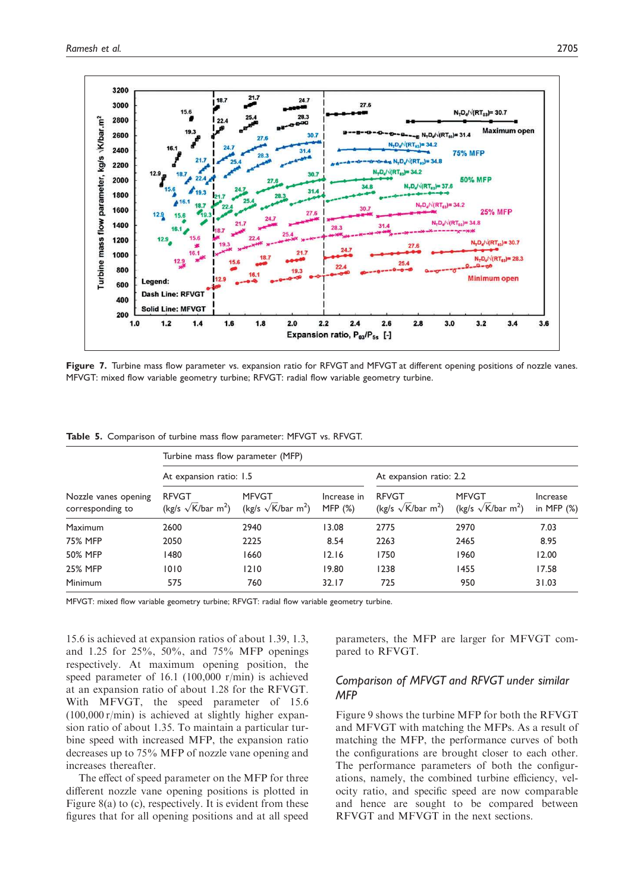Figure 7. Turbine mass flow parameter vs. expansion ratio for RFVGT and MFVGT at different opening positions of nozzle vanes. MFVGT: mixed flow variable geometry turbine; RFVGT: radial flow variable geometry turbine.

Table 5. Comparison of turbine mass flow parameter: MFVGT vs. RFVGT.

| Nozzle vanes opening corresponding to | Turbine mass flow parameter (MFP) | | | | | |
|---|---|---|---|---|---|---|
| | At expansion ratio: 1.5 | | | At expansion ratio: 2.2 | | |
| | RFVGT (kg/s $\sqrt{K}$/bar m$^2$) | MFVGT (kg/s $\sqrt{K}$/bar m$^2$) | Increase in MFP (%) | RFVGT (kg/s $\sqrt{K}$/bar m$^2$) | MFVGT (kg/s $\sqrt{K}$/bar m$^2$) | Increase in MFP (%) |
| Maximum | 2600 | 2940 | 13.08 | 2775 | 2970 | 7.03 |
| 75% MFP | 2050 | 2225 | 8.54 | 2263 | 2465 | 8.95 |
| 50% MFP | 1480 | 1660 | 12.16 | 1750 | 1960 | 12.00 |
| 25% MFP | 1010 | 1210 | 19.80 | 1238 | 1455 | 17.58 |
| Minimum | 575 | 760 | 32.17 | 725 | 950 | 31.03 |

MFVGT: mixed flow variable geometry turbine; RFVGT: radial flow variable geometry turbine.

15.6 is achieved at expansion ratios of about 1.39, 1.3, and 1.25 for 25%, 50%, and 75% MFP openings respectively. At maximum opening position, the speed parameter of 16.1 (100,000 r/min) is achieved at an expansion ratio of about 1.28 for the RFVGT. With MFVGT, the speed parameter of 15.6 (100,000 r/min) is achieved at slightly higher expansion ratio of about 1.35. To maintain a particular turbine speed with increased MFP, the expansion ratio decreases up to 75% MFP of nozzle vane opening and increases thereafter.

The effect of speed parameter on the MFP for three different nozzle vane opening positions is plotted in Figure 8(a) to (c), respectively. It is evident from these figures that for all opening positions and at all speed parameters, the MFP are larger for MFVGT compared to RFVGT.

## *Comparison of MFVGT and RFVGT under similar MFP*

Figure 9 shows the turbine MFP for both the RFVGT and MFVGT with matching the MFPs. As a result of matching the MFP, the performance curves of both the configurations are brought closer to each other. The performance parameters of both the configurations, namely, the combined turbine efficiency, velocity ratio, and specific speed are now comparable and hence are sought to be compared between RFVGT and MFVGT in the next sections.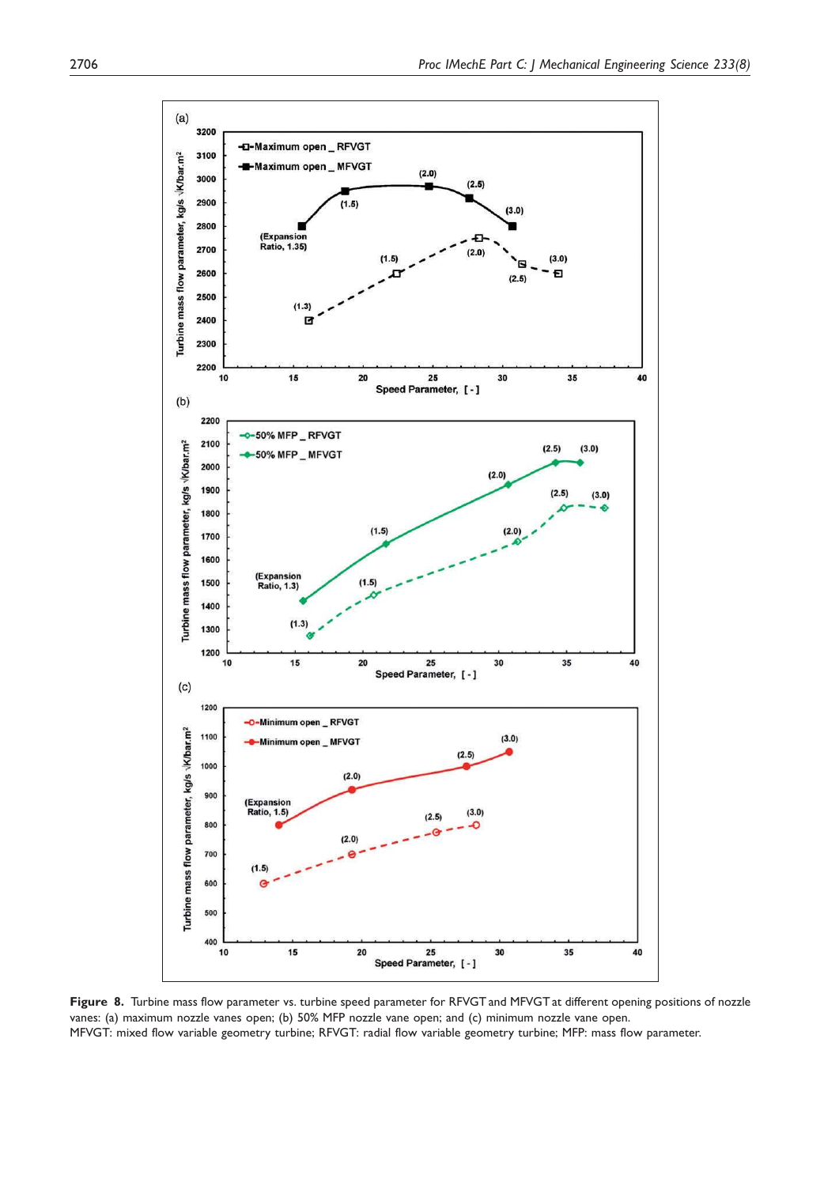**Figure 8.** Turbine mass flow parameter vs. turbine speed parameter for RFVGT and MFVGT at different opening positions of nozzle vanes: (a) maximum nozzle vanes open; (b) 50% MFP nozzle vane open; and (c) minimum nozzle vane open.
MFVGT: mixed flow variable geometry turbine; RFVGT: radial flow variable geometry turbine; MFP: mass flow parameter.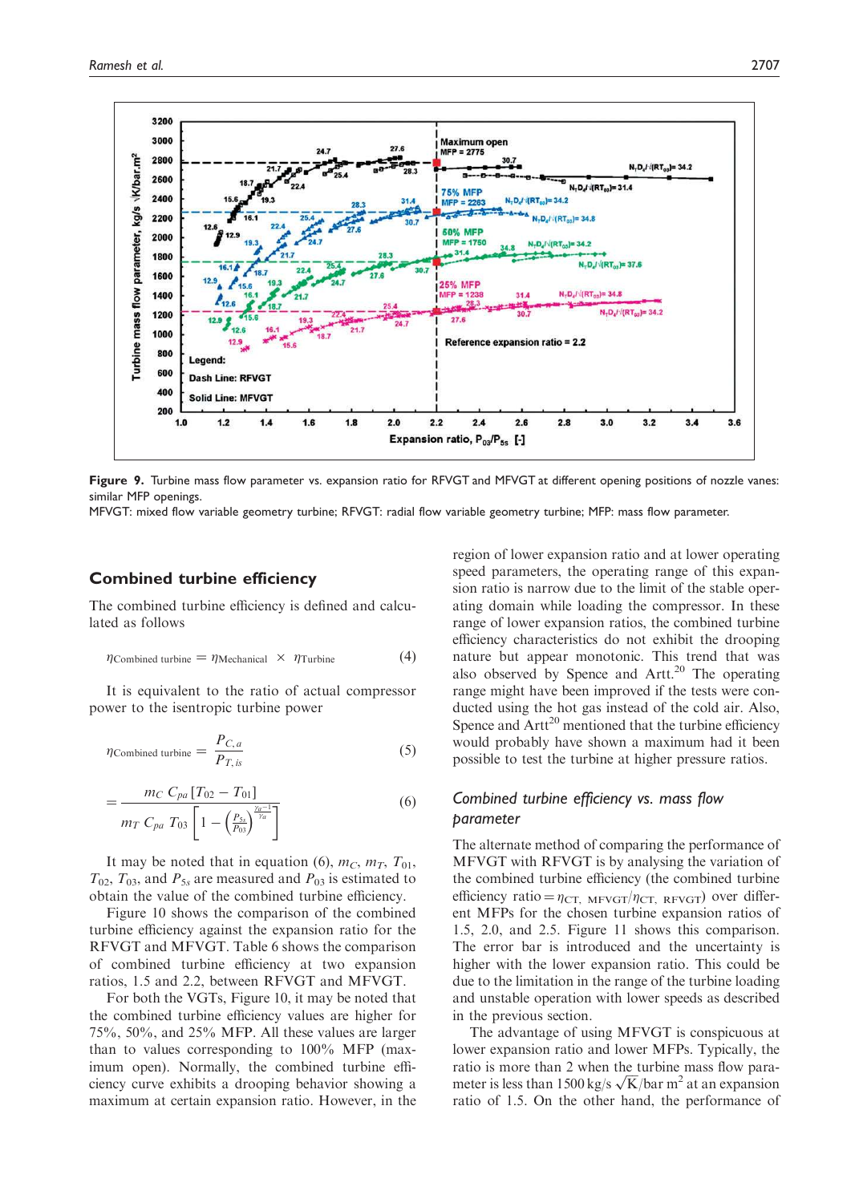Figure 9. Turbine mass flow parameter vs. expansion ratio for RFVGT and MFVGT at different opening positions of nozzle vanes: similar MFP openings.

MFVGT: mixed flow variable geometry turbine; RFVGT: radial flow variable geometry turbine; MFP: mass flow parameter.

## Combined turbine efficiency

The combined turbine efficiency is defined and calculated as follows

$$\eta_{\text{Combined turbine}} = \eta_{\text{Mechanical}} \times \eta_{\text{Turbine}} \tag{4}$$

It is equivalent to the ratio of actual compressor power to the isentropic turbine power

$$\eta_{\text{Combined turbine}} = \frac{P_{C,a}}{P_{T,is}} \tag{5}$$

$$= \frac{m_C \, C_{pa} \, [T_{02} - T_{01}]}{m_T \, C_{pa} \, T_{03} \left[ 1 - \left( \frac{P_{5s}}{P_{03}} \right)^{\frac{\gamma_a - 1}{\gamma_a}} \right]} \tag{6}$$

It may be noted that in equation (6), $m_C$, $m_T$, $T_{01}$, $T_{02}$, $T_{03}$, and $P_{5s}$ are measured and $P_{03}$ is estimated to obtain the value of the combined turbine efficiency.

Figure 10 shows the comparison of the combined turbine efficiency against the expansion ratio for the RFVGT and MFVGT. Table 6 shows the comparison of combined turbine efficiency at two expansion ratios, 1.5 and 2.2, between RFVGT and MFVGT.

For both the VGTs, Figure 10, it may be noted that the combined turbine efficiency values are higher for 75%, 50%, and 25% MFP. All these values are larger than to values corresponding to 100% MFP (maximum open). Normally, the combined turbine efficiency curve exhibits a drooping behavior showing a maximum at certain expansion ratio. However, in the region of lower expansion ratio and at lower operating speed parameters, the operating range of this expansion ratio is narrow due to the limit of the stable operating domain while loading the compressor. In these range of lower expansion ratios, the combined turbine efficiency characteristics do not exhibit the drooping nature but appear monotonic. This trend that was also observed by Spence and Artt.[20] The operating range might have been improved if the tests were conducted using the hot gas instead of the cold air. Also, Spence and Artt[20] mentioned that the turbine efficiency would probably have shown a maximum had it been possible to test the turbine at higher pressure ratios.

### *Combined turbine efficiency vs. mass flow parameter*

The alternate method of comparing the performance of MFVGT with RFVGT is by analysing the variation of the combined turbine efficiency (the combined turbine efficiency ratio = $\eta_{\text{CT, MFVGT}}/\eta_{\text{CT, RFVGT}}$) over different MFPs for the chosen turbine expansion ratios of 1.5, 2.0, and 2.5. Figure 11 shows this comparison. The error bar is introduced and the uncertainty is higher with the lower expansion ratio. This could be due to the limitation in the range of the turbine loading and unstable operation with lower speeds as described in the previous section.

The advantage of using MFVGT is conspicuous at lower expansion ratio and lower MFPs. Typically, the ratio is more than 2 when the turbine mass flow parameter is less than 1500 kg/s $\sqrt{\text{K}}$/bar m$^2$ at an expansion ratio of 1.5. On the other hand, the performance of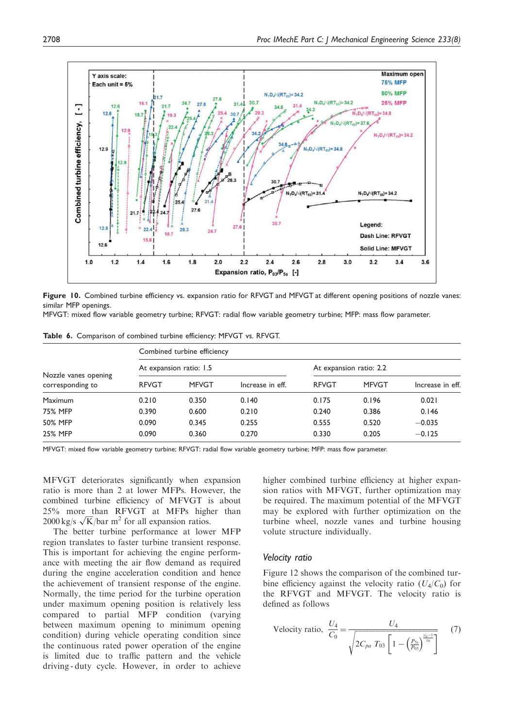**Figure 10.** Combined turbine efficiency vs. expansion ratio for RFVGT and MFVGT at different opening positions of nozzle vanes: similar MFP openings.
MFVGT: mixed flow variable geometry turbine; RFVGT: radial flow variable geometry turbine; MFP: mass flow parameter.

**Table 6.** Comparison of combined turbine efficiency: MFVGT vs. RFVGT.

| Nozzle vanes opening corresponding to | Combined turbine efficiency | | | | | |
|---|---|---|---|---|---|---|
| | At expansion ratio: 1.5 | | | At expansion ratio: 2.2 | | |
| | RFVGT | MFVGT | Increase in eff. | RFVGT | MFVGT | Increase in eff. |
| Maximum | 0.210 | 0.350 | 0.140 | 0.175 | 0.196 | 0.021 |
| 75% MFP | 0.390 | 0.600 | 0.210 | 0.240 | 0.386 | 0.146 |
| 50% MFP | 0.090 | 0.345 | 0.255 | 0.555 | 0.520 | −0.035 |
| 25% MFP | 0.090 | 0.360 | 0.270 | 0.330 | 0.205 | −0.125 |

MFVGT: mixed flow variable geometry turbine; RFVGT: radial flow variable geometry turbine; MFP: mass flow parameter.

MFVGT deteriorates significantly when expansion ratio is more than 2 at lower MFPs. However, the combined turbine efficiency of MFVGT is about 25% more than RFVGT at MFPs higher than 2000 kg/s $\sqrt{K}$/bar m$^2$ for all expansion ratios.

The better turbine performance at lower MFP region translates to faster turbine transient response. This is important for achieving the engine performance with meeting the air flow demand as required during the engine acceleration condition and hence the achievement of transient response of the engine. Normally, the time period for the turbine operation under maximum opening position is relatively less compared to partial MFP condition (varying between maximum opening to minimum opening condition) during vehicle operating condition since the continuous rated power operation of the engine is limited due to traffic pattern and the vehicle driving-duty cycle. However, in order to achieve higher combined turbine efficiency at higher expansion ratios with MFVGT, further optimization may be required. The maximum potential of the MFVGT may be explored with further optimization on the turbine wheel, nozzle vanes and turbine housing volute structure individually.

## *Velocity ratio*

Figure 12 shows the comparison of the combined turbine efficiency against the velocity ratio ($U_4/C_0$) for the RFVGT and MFVGT. The velocity ratio is defined as follows

$$\text{Velocity ratio, } \frac{U_4}{C_0} = \frac{U_4}{\sqrt{2 C_{pa}\, T_{03}\left[1 - \left(\frac{P_{5s}}{P_{03}}\right)^{\frac{\gamma_a - 1}{\gamma_a}}\right]}} \tag{7}$$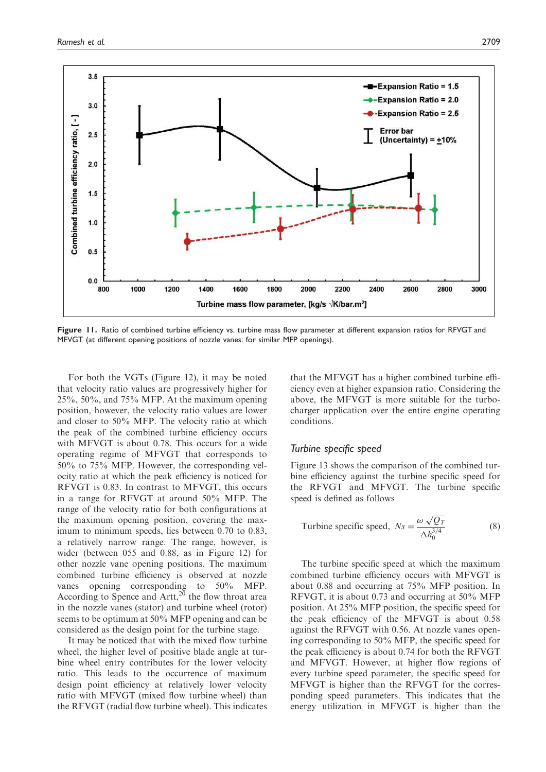Figure 11. Ratio of combined turbine efficiency vs. turbine mass flow parameter at different expansion ratios for RFVGT and MFVGT (at different opening positions of nozzle vanes: for similar MFP openings).

For both the VGTs (Figure 12), it may be noted that velocity ratio values are progressively higher for 25%, 50%, and 75% MFP. At the maximum opening position, however, the velocity ratio values are lower and closer to 50% MFP. The velocity ratio at which the peak of the combined turbine efficiency occurs with MFVGT is about 0.78. This occurs for a wide operating regime of MFVGT that corresponds to 50% to 75% MFP. However, the corresponding velocity ratio at which the peak efficiency is noticed for RFVGT is 0.83. In contrast to MFVGT, this occurs in a range for RFVGT at around 50% MFP. The range of the velocity ratio for both configurations at the maximum opening position, covering the maximum to minimum speeds, lies between 0.70 to 0.83, a relatively narrow range. The range, however, is wider (between 055 and 0.88, as in Figure 12) for other nozzle vane opening positions. The maximum combined turbine efficiency is observed at nozzle vanes opening corresponding to 50% MFP. According to Spence and Artt,[20] the flow throat area in the nozzle vanes (stator) and turbine wheel (rotor) seems to be optimum at 50% MFP opening and can be considered as the design point for the turbine stage.

It may be noticed that with the mixed flow turbine wheel, the higher level of positive blade angle at turbine wheel entry contributes for the lower velocity ratio. This leads to the occurrence of maximum design point efficiency at relatively lower velocity ratio with MFVGT (mixed flow turbine wheel) than the RFVGT (radial flow turbine wheel). This indicates that the MFVGT has a higher combined turbine efficiency even at higher expansion ratio. Considering the above, the MFVGT is more suitable for the turbocharger application over the entire engine operating conditions.

## Turbine specific speed

Figure 13 shows the comparison of the combined turbine efficiency against the turbine specific speed for the RFVGT and MFVGT. The turbine specific speed is defined as follows

$$\text{Turbine specific speed, } Ns = \frac{\omega \sqrt{Q_T}}{\Delta h_0^{3/4}} \tag{8}$$

The turbine specific speed at which the maximum combined turbine efficiency occurs with MFVGT is about 0.88 and occurring at 75% MFP position. In RFVGT, it is about 0.73 and occurring at 50% MFP position. At 25% MFP position, the specific speed for the peak efficiency of the MFVGT is about 0.58 against the RFVGT with 0.56. At nozzle vanes opening corresponding to 50% MFP, the specific speed for the peak efficiency is about 0.74 for both the RFVGT and MFVGT. However, at higher flow regions of every turbine speed parameter, the specific speed for MFVGT is higher than the RFVGT for the corresponding speed parameters. This indicates that the energy utilization in MFVGT is higher than the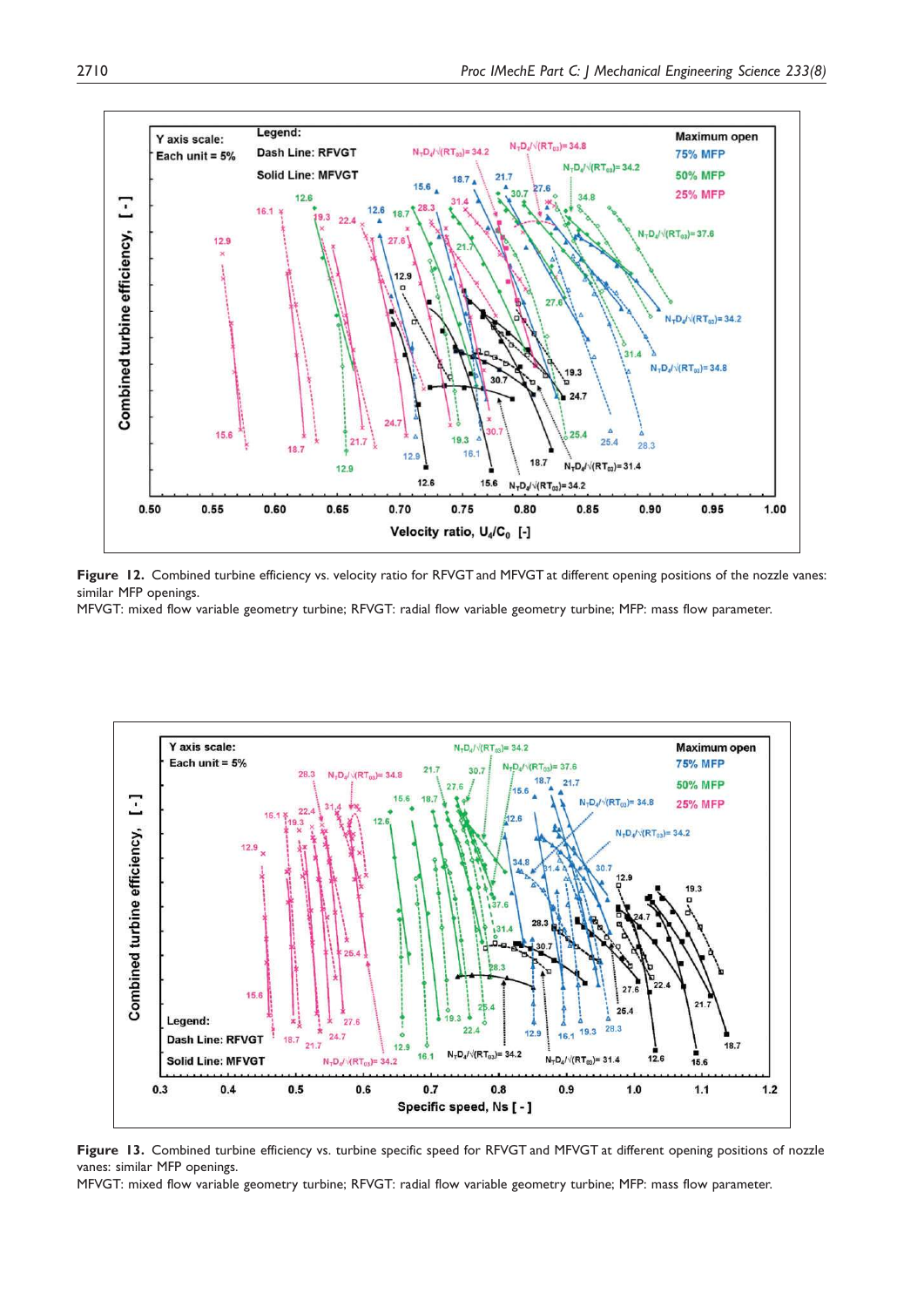**Figure 12.** Combined turbine efficiency vs. velocity ratio for RFVGT and MFVGT at different opening positions of the nozzle vanes: similar MFP openings.

MFVGT: mixed flow variable geometry turbine; RFVGT: radial flow variable geometry turbine; MFP: mass flow parameter.

**Figure 13.** Combined turbine efficiency vs. turbine specific speed for RFVGT and MFVGT at different opening positions of nozzle vanes: similar MFP openings.

MFVGT: mixed flow variable geometry turbine; RFVGT: radial flow variable geometry turbine; MFP: mass flow parameter.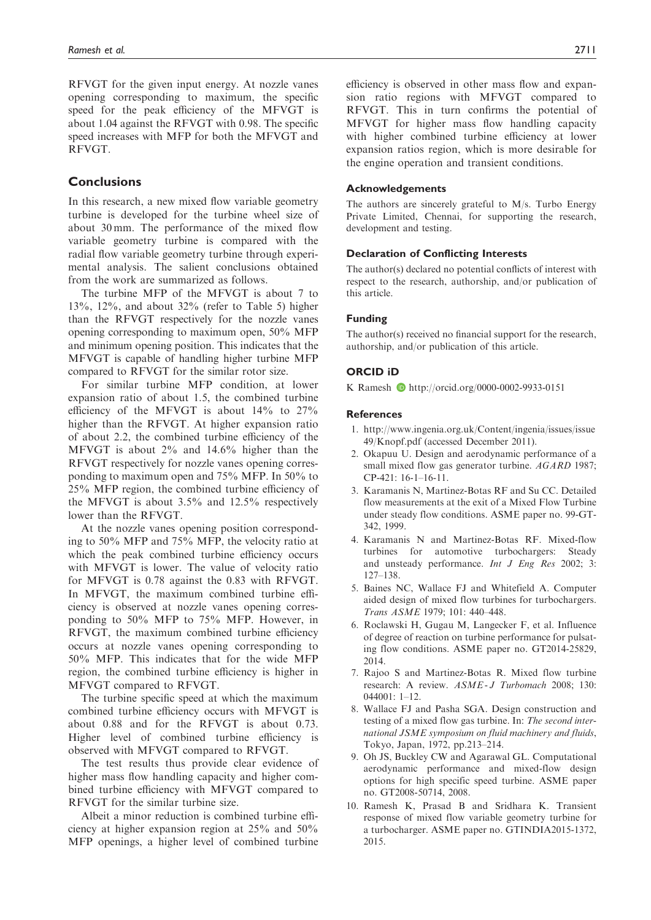RFVGT for the given input energy. At nozzle vanes opening corresponding to maximum, the specific speed for the peak efficiency of the MFVGT is about 1.04 against the RFVGT with 0.98. The specific speed increases with MFP for both the MFVGT and RFVGT.

## Conclusions

In this research, a new mixed flow variable geometry turbine is developed for the turbine wheel size of about 30 mm. The performance of the mixed flow variable geometry turbine is compared with the radial flow variable geometry turbine through experimental analysis. The salient conclusions obtained from the work are summarized as follows.

The turbine MFP of the MFVGT is about 7 to 13%, 12%, and about 32% (refer to Table 5) higher than the RFVGT respectively for the nozzle vanes opening corresponding to maximum open, 50% MFP and minimum opening position. This indicates that the MFVGT is capable of handling higher turbine MFP compared to RFVGT for the similar rotor size.

For similar turbine MFP condition, at lower expansion ratio of about 1.5, the combined turbine efficiency of the MFVGT is about 14% to 27% higher than the RFVGT. At higher expansion ratio of about 2.2, the combined turbine efficiency of the MFVGT is about 2% and 14.6% higher than the RFVGT respectively for nozzle vanes opening corresponding to maximum open and 75% MFP. In 50% to 25% MFP region, the combined turbine efficiency of the MFVGT is about 3.5% and 12.5% respectively lower than the RFVGT.

At the nozzle vanes opening position corresponding to 50% MFP and 75% MFP, the velocity ratio at which the peak combined turbine efficiency occurs with MFVGT is lower. The value of velocity ratio for MFVGT is 0.78 against the 0.83 with RFVGT. In MFVGT, the maximum combined turbine efficiency is observed at nozzle vanes opening corresponding to 50% MFP to 75% MFP. However, in RFVGT, the maximum combined turbine efficiency occurs at nozzle vanes opening corresponding to 50% MFP. This indicates that for the wide MFP region, the combined turbine efficiency is higher in MFVGT compared to RFVGT.

The turbine specific speed at which the maximum combined turbine efficiency occurs with MFVGT is about 0.88 and for the RFVGT is about 0.73. Higher level of combined turbine efficiency is observed with MFVGT compared to RFVGT.

The test results thus provide clear evidence of higher mass flow handling capacity and higher combined turbine efficiency with MFVGT compared to RFVGT for the similar turbine size.

Albeit a minor reduction is combined turbine efficiency at higher expansion region at 25% and 50% MFP openings, a higher level of combined turbine efficiency is observed in other mass flow and expansion ratio regions with MFVGT compared to RFVGT. This in turn confirms the potential of MFVGT for higher mass flow handling capacity with higher combined turbine efficiency at lower expansion ratios region, which is more desirable for the engine operation and transient conditions.

### Acknowledgements

The authors are sincerely grateful to M/s. Turbo Energy Private Limited, Chennai, for supporting the research, development and testing.

### Declaration of Conflicting Interests

The author(s) declared no potential conflicts of interest with respect to the research, authorship, and/or publication of this article.

### Funding

The author(s) received no financial support for the research, authorship, and/or publication of this article.

### ORCID iD

K Ramesh http://orcid.org/0000-0002-9933-0151

### References

1. http://www.ingenia.org.uk/Content/ingenia/issues/issue49/Knopf.pdf (accessed December 2011).
2. Okapuu U. Design and aerodynamic performance of a small mixed flow gas generator turbine. *AGARD* 1987; CP-421: 16-1–16-11.
3. Karamanis N, Martinez-Botas RF and Su CC. Detailed flow measurements at the exit of a Mixed Flow Turbine under steady flow conditions. ASME paper no. 99-GT-342, 1999.
4. Karamanis N and Martinez-Botas RF. Mixed-flow turbines for automotive turbochargers: Steady and unsteady performance. *Int J Eng Res* 2002; 3: 127–138.
5. Baines NC, Wallace FJ and Whitefield A. Computer aided design of mixed flow turbines for turbochargers. *Trans ASME* 1979; 101: 440–448.
6. Roclawski H, Gugau M, Langecker F, et al. Influence of degree of reaction on turbine performance for pulsating flow conditions. ASME paper no. GT2014-25829, 2014.
7. Rajoo S and Martinez-Botas R. Mixed flow turbine research: A review. *ASME-J Turbomach* 2008; 130: 044001: 1–12.
8. Wallace FJ and Pasha SGA. Design construction and testing of a mixed flow gas turbine. In: *The second international JSME symposium on fluid machinery and fluids*, Tokyo, Japan, 1972, pp.213–214.
9. Oh JS, Buckley CW and Agarawal GL. Computational aerodynamic performance and mixed-flow design options for high specific speed turbine. ASME paper no. GT2008-50714, 2008.
10. Ramesh K, Prasad B and Sridhara K. Transient response of mixed flow variable geometry turbine for a turbocharger. ASME paper no. GTINDIA2015-1372, 2015.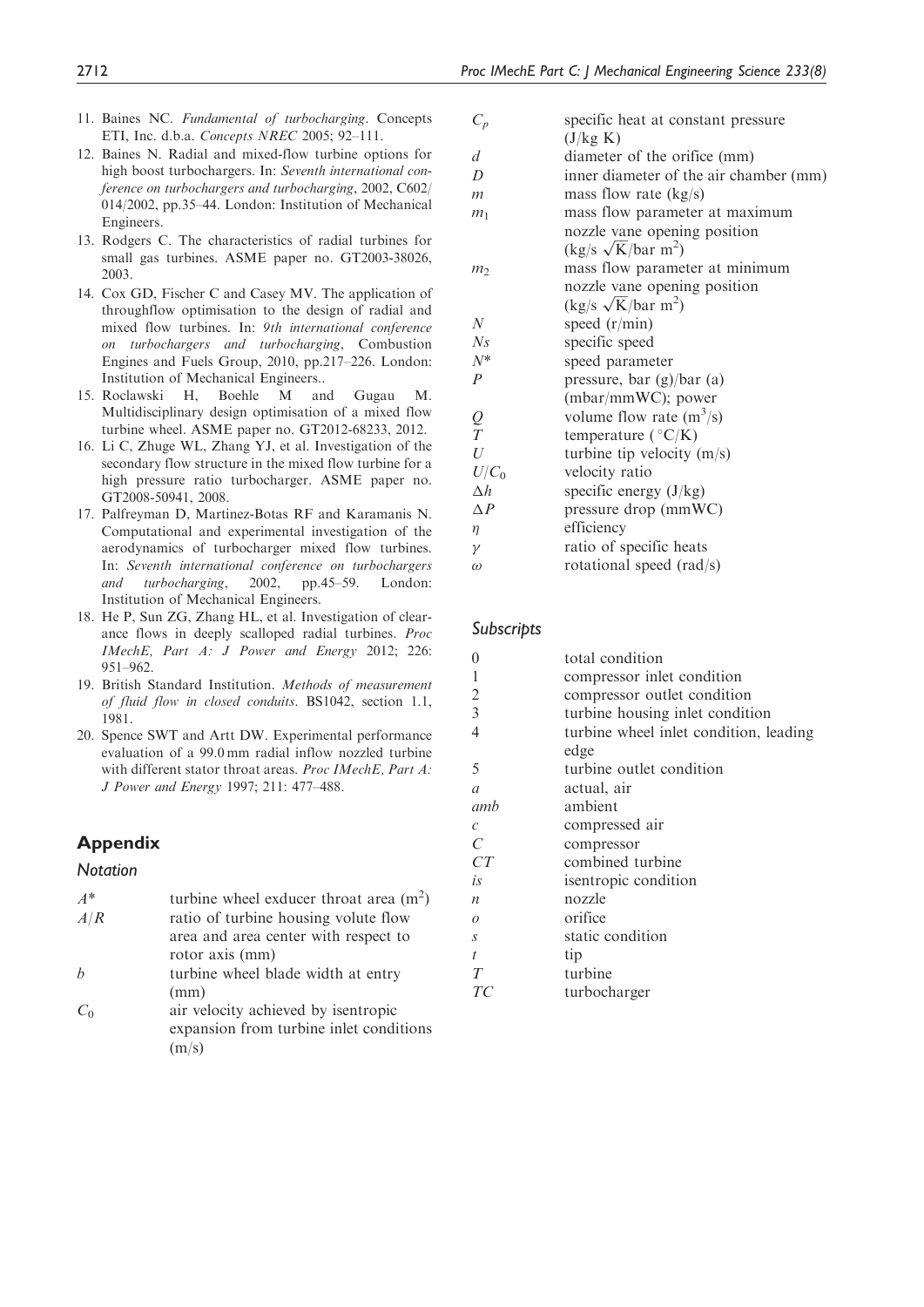11. Baines NC. *Fundamental of turbocharging*. Concepts ETI, Inc. d.b.a. *Concepts NREC* 2005; 92–111.
12. Baines N. Radial and mixed-flow turbine options for high boost turbochargers. In: *Seventh international conference on turbochargers and turbocharging*, 2002, C602/014/2002, pp.35–44. London: Institution of Mechanical Engineers.
13. Rodgers C. The characteristics of radial turbines for small gas turbines. ASME paper no. GT2003-38026, 2003.
14. Cox GD, Fischer C and Casey MV. The application of throughflow optimisation to the design of radial and mixed flow turbines. In: *9th international conference on turbochargers and turbocharging*, Combustion Engines and Fuels Group, 2010, pp.217–226. London: Institution of Mechanical Engineers..
15. Roclawski H, Boehle M and Gugau M. Multidisciplinary design optimisation of a mixed flow turbine wheel. ASME paper no. GT2012-68233, 2012.
16. Li C, Zhuge WL, Zhang YJ, et al. Investigation of the secondary flow structure in the mixed flow turbine for a high pressure ratio turbocharger. ASME paper no. GT2008-50941, 2008.
17. Palfreyman D, Martinez-Botas RF and Karamanis N. Computational and experimental investigation of the aerodynamics of turbocharger mixed flow turbines. In: *Seventh international conference on turbochargers and turbocharging*, 2002, pp.45–59. London: Institution of Mechanical Engineers.
18. He P, Sun ZG, Zhang HL, et al. Investigation of clearance flows in deeply scalloped radial turbines. *Proc IMechE, Part A: J Power and Energy* 2012; 226: 951–962.
19. British Standard Institution. *Methods of measurement of fluid flow in closed conduits*. BS1042, section 1.1, 1981.
20. Spence SWT and Artt DW. Experimental performance evaluation of a 99.0 mm radial inflow nozzled turbine with different stator throat areas. *Proc IMechE, Part A: J Power and Energy* 1997; 211: 477–488.

# Appendix

## Notation

| | |
|---|---|
| $A^*$ | turbine wheel exducer throat area ($m^2$) |
| $A/R$ | ratio of turbine housing volute flow area and area center with respect to rotor axis (mm) |
| $b$ | turbine wheel blade width at entry (mm) |
| $C_0$ | air velocity achieved by isentropic expansion from turbine inlet conditions (m/s) |
| $C_p$ | specific heat at constant pressure (J/kg K) |
| $d$ | diameter of the orifice (mm) |
| $D$ | inner diameter of the air chamber (mm) |
| $m$ | mass flow rate (kg/s) |
| $m_1$ | mass flow parameter at maximum nozzle vane opening position (kg/s $\sqrt{K}$/bar $m^2$) |
| $m_2$ | mass flow parameter at minimum nozzle vane opening position (kg/s $\sqrt{K}$/bar $m^2$) |
| $N$ | speed (r/min) |
| $Ns$ | specific speed |
| $N^*$ | speed parameter |
| $P$ | pressure, bar (g)/bar (a) (mbar/mmWC); power |
| $Q$ | volume flow rate ($m^3$/s) |
| $T$ | temperature (°C/K) |
| $U$ | turbine tip velocity (m/s) |
| $U/C_0$ | velocity ratio |
| $\Delta h$ | specific energy (J/kg) |
| $\Delta P$ | pressure drop (mmWC) |
| $\eta$ | efficiency |
| $\gamma$ | ratio of specific heats |
| $\omega$ | rotational speed (rad/s) |

### Subscripts

| | |
|---|---|
| 0 | total condition |
| 1 | compressor inlet condition |
| 2 | compressor outlet condition |
| 3 | turbine housing inlet condition |
| 4 | turbine wheel inlet condition, leading edge |
| 5 | turbine outlet condition |
| $a$ | actual, air |
| $amb$ | ambient |
| $c$ | compressed air |
| $C$ | compressor |
| $CT$ | combined turbine |
| $is$ | isentropic condition |
| $n$ | nozzle |
| $o$ | orifice |
| $s$ | static condition |
| $t$ | tip |
| $T$ | turbine |
| $TC$ | turbocharger |